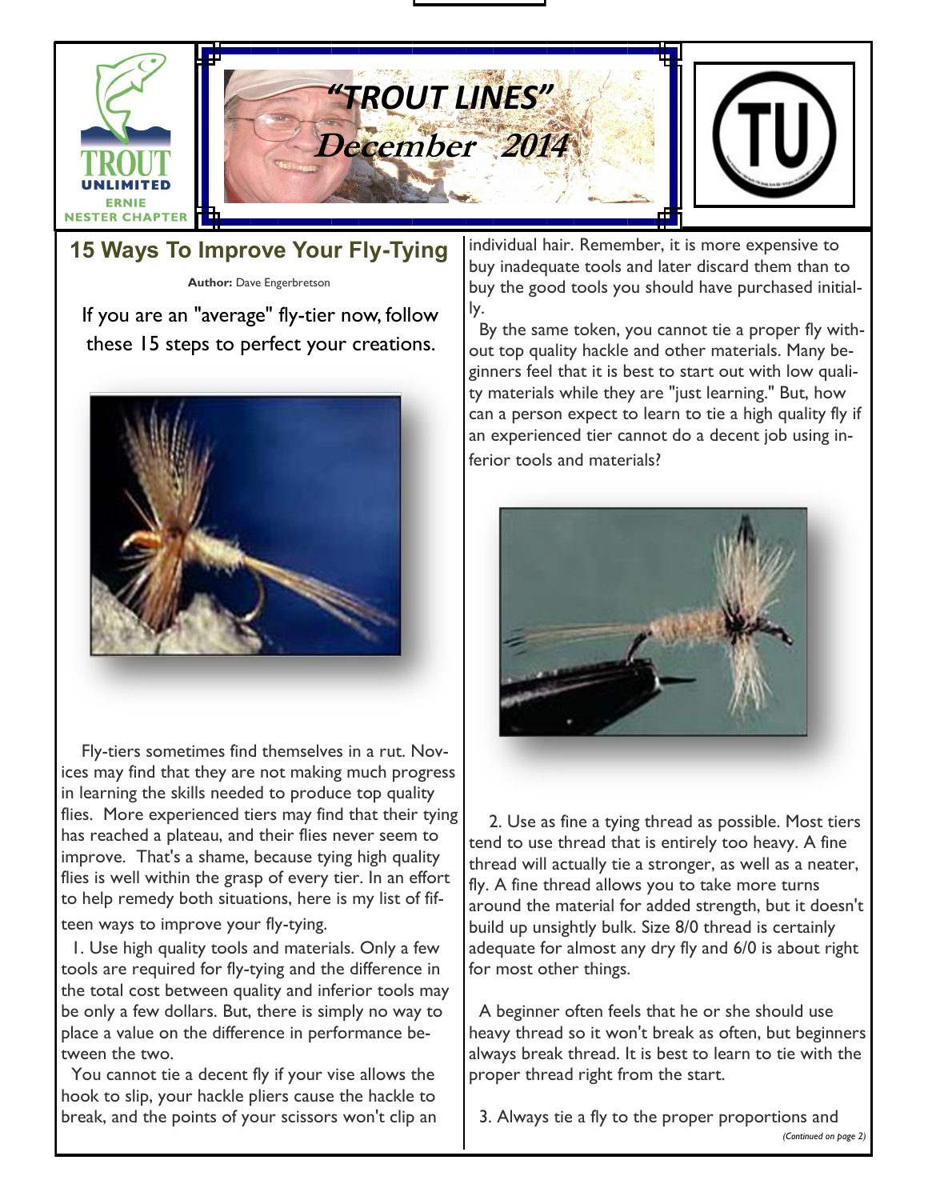# "TROUT LINES"

## December 2014

TROUT UNLIMITED
ERNIE NESTER CHAPTER

## 15 Ways To Improve Your Fly-Tying

**Author:** Dave Engerbretson

If you are an "average" fly-tier now, follow these 15 steps to perfect your creations.

Fly-tiers sometimes find themselves in a rut. Novices may find that they are not making much progress in learning the skills needed to produce top quality flies. More experienced tiers may find that their tying has reached a plateau, and their flies never seem to improve. That's a shame, because tying high quality flies is well within the grasp of every tier. In an effort to help remedy both situations, here is my list of fifteen ways to improve your fly-tying.

1. Use high quality tools and materials. Only a few tools are required for fly-tying and the difference in the total cost between quality and inferior tools may be only a few dollars. But, there is simply no way to place a value on the difference in performance between the two.

You cannot tie a decent fly if your vise allows the hook to slip, your hackle pliers cause the hackle to break, and the points of your scissors won't clip an individual hair. Remember, it is more expensive to buy inadequate tools and later discard them than to buy the good tools you should have purchased initially.

By the same token, you cannot tie a proper fly without top quality hackle and other materials. Many beginners feel that it is best to start out with low quality materials while they are "just learning." But, how can a person expect to learn to tie a high quality fly if an experienced tier cannot do a decent job using inferior tools and materials?

2. Use as fine a tying thread as possible. Most tiers tend to use thread that is entirely too heavy. A fine thread will actually tie a stronger, as well as a neater, fly. A fine thread allows you to take more turns around the material for added strength, but it doesn't build up unsightly bulk. Size 8/0 thread is certainly adequate for almost any dry fly and 6/0 is about right for most other things.

A beginner often feels that he or she should use heavy thread so it won't break as often, but beginners always break thread. It is best to learn to tie with the proper thread right from the start.

3. Always tie a fly to the proper proportions and

*(Continued on page 2)*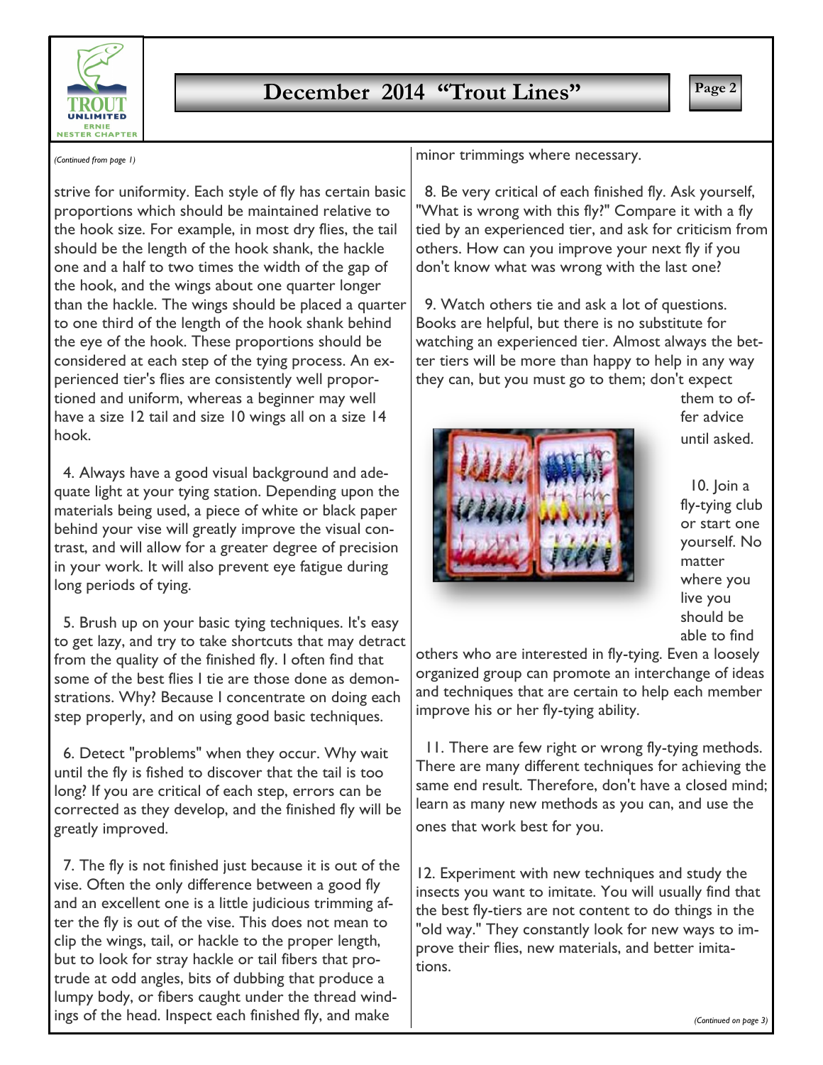*(Continued from page 1)*

strive for uniformity. Each style of fly has certain basic proportions which should be maintained relative to the hook size. For example, in most dry flies, the tail should be the length of the hook shank, the hackle one and a half to two times the width of the gap of the hook, and the wings about one quarter longer than the hackle. The wings should be placed a quarter to one third of the length of the hook shank behind the eye of the hook. These proportions should be considered at each step of the tying process. An experienced tier's flies are consistently well proportioned and uniform, whereas a beginner may well have a size 12 tail and size 10 wings all on a size 14 hook.

4. Always have a good visual background and adequate light at your tying station. Depending upon the materials being used, a piece of white or black paper behind your vise will greatly improve the visual contrast, and will allow for a greater degree of precision in your work. It will also prevent eye fatigue during long periods of tying.

5. Brush up on your basic tying techniques. It's easy to get lazy, and try to take shortcuts that may detract from the quality of the finished fly. I often find that some of the best flies I tie are those done as demonstrations. Why? Because I concentrate on doing each step properly, and on using good basic techniques.

6. Detect "problems" when they occur. Why wait until the fly is fished to discover that the tail is too long? If you are critical of each step, errors can be corrected as they develop, and the finished fly will be greatly improved.

7. The fly is not finished just because it is out of the vise. Often the only difference between a good fly and an excellent one is a little judicious trimming after the fly is out of the vise. This does not mean to clip the wings, tail, or hackle to the proper length, but to look for stray hackle or tail fibers that protrude at odd angles, bits of dubbing that produce a lumpy body, or fibers caught under the thread windings of the head. Inspect each finished fly, and make minor trimmings where necessary.

8. Be very critical of each finished fly. Ask yourself, "What is wrong with this fly?" Compare it with a fly tied by an experienced tier, and ask for criticism from others. How can you improve your next fly if you don't know what was wrong with the last one?

9. Watch others tie and ask a lot of questions. Books are helpful, but there is no substitute for watching an experienced tier. Almost always the better tiers will be more than happy to help in any way they can, but you must go to them; don't expect them to offer advice until asked.

10. Join a fly-tying club or start one yourself. No matter where you live you should be able to find others who are interested in fly-tying. Even a loosely organized group can promote an interchange of ideas and techniques that are certain to help each member improve his or her fly-tying ability.

11. There are few right or wrong fly-tying methods. There are many different techniques for achieving the same end result. Therefore, don't have a closed mind; learn as many new methods as you can, and use the ones that work best for you.

12. Experiment with new techniques and study the insects you want to imitate. You will usually find that the best fly-tiers are not content to do things in the "old way." They constantly look for new ways to improve their flies, new materials, and better imitations.

*(Continued on page 3)*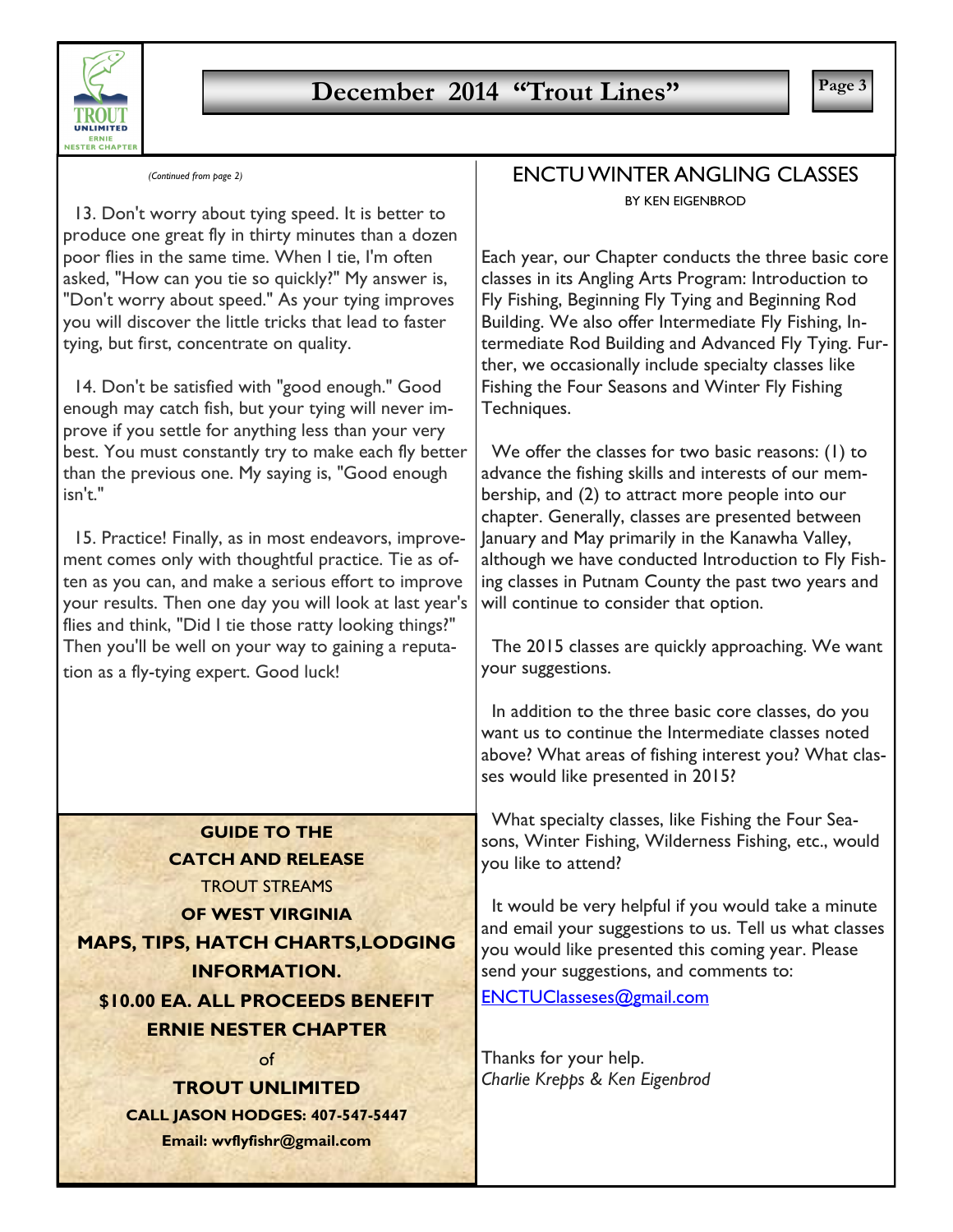*(Continued from page 2)*

13. Don't worry about tying speed. It is better to produce one great fly in thirty minutes than a dozen poor flies in the same time. When I tie, I'm often asked, "How can you tie so quickly?" My answer is, "Don't worry about speed." As your tying improves you will discover the little tricks that lead to faster tying, but first, concentrate on quality.

14. Don't be satisfied with "good enough." Good enough may catch fish, but your tying will never improve if you settle for anything less than your very best. You must constantly try to make each fly better than the previous one. My saying is, "Good enough isn't."

15. Practice! Finally, as in most endeavors, improvement comes only with thoughtful practice. Tie as often as you can, and make a serious effort to improve your results. Then one day you will look at last year's flies and think, "Did I tie those ratty looking things?" Then you'll be well on your way to gaining a reputation as a fly-tying expert. Good luck!

**GUIDE TO THE**
**CATCH AND RELEASE**
TROUT STREAMS
**OF WEST VIRGINIA**
**MAPS, TIPS, HATCH CHARTS,LODGING INFORMATION.**
**$10.00 EA. ALL PROCEEDS BENEFIT ERNIE NESTER CHAPTER**
of
**TROUT UNLIMITED**
**CALL JASON HODGES: 407-547-5447**
**Email: wvflyfishr@gmail.com**

## ENCTU WINTER ANGLING CLASSES

BY KEN EIGENBROD

Each year, our Chapter conducts the three basic core classes in its Angling Arts Program: Introduction to Fly Fishing, Beginning Fly Tying and Beginning Rod Building. We also offer Intermediate Fly Fishing, Intermediate Rod Building and Advanced Fly Tying. Further, we occasionally include specialty classes like Fishing the Four Seasons and Winter Fly Fishing Techniques.

We offer the classes for two basic reasons: (1) to advance the fishing skills and interests of our membership, and (2) to attract more people into our chapter. Generally, classes are presented between January and May primarily in the Kanawha Valley, although we have conducted Introduction to Fly Fishing classes in Putnam County the past two years and will continue to consider that option.

The 2015 classes are quickly approaching. We want your suggestions.

In addition to the three basic core classes, do you want us to continue the Intermediate classes noted above? What areas of fishing interest you? What classes would like presented in 2015?

What specialty classes, like Fishing the Four Seasons, Winter Fishing, Wilderness Fishing, etc., would you like to attend?

It would be very helpful if you would take a minute and email your suggestions to us. Tell us what classes you would like presented this coming year. Please send your suggestions, and comments to:

ENCTUClasseses@gmail.com

Thanks for your help.
*Charlie Krepps & Ken Eigenbrod*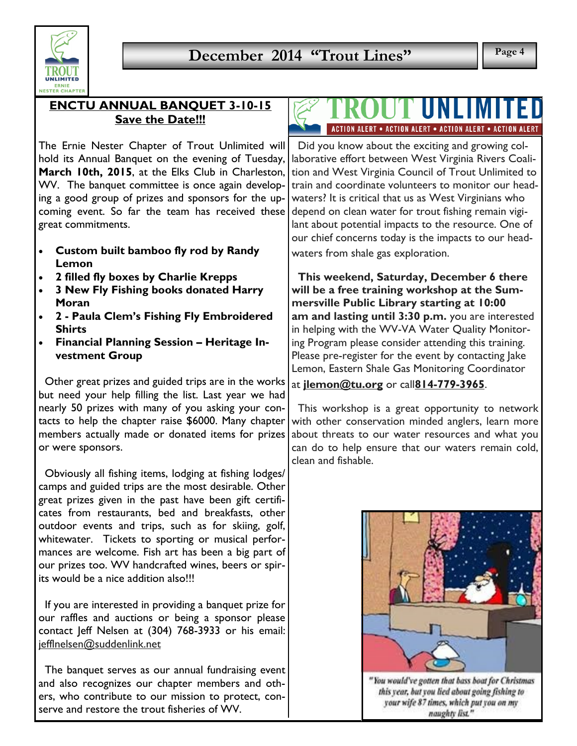## ENCTU ANNUAL BANQUET 3-10-15
## Save the Date!!!

The Ernie Nester Chapter of Trout Unlimited will hold its Annual Banquet on the evening of Tuesday, **March 10th, 2015**, at the Elks Club in Charleston, WV. The banquet committee is once again developing a good group of prizes and sponsors for the upcoming event. So far the team has received these great commitments.

- **Custom built bamboo fly rod by Randy Lemon**
- **2 filled fly boxes by Charlie Krepps**
- **3 New Fly Fishing books donated Harry Moran**
- **2 - Paula Clem's Fishing Fly Embroidered Shirts**
- **Financial Planning Session – Heritage Investment Group**

Other great prizes and guided trips are in the works but need your help filling the list. Last year we had nearly 50 prizes with many of you asking your contacts to help the chapter raise $6000. Many chapter members actually made or donated items for prizes or were sponsors.

Obviously all fishing items, lodging at fishing lodges/camps and guided trips are the most desirable. Other great prizes given in the past have been gift certificates from restaurants, bed and breakfasts, other outdoor events and trips, such as for skiing, golf, whitewater. Tickets to sporting or musical performances are welcome. Fish art has been a big part of our prizes too. WV handcrafted wines, beers or spirits would be a nice addition also!!!

If you are interested in providing a banquet prize for our raffles and auctions or being a sponsor please contact Jeff Nelsen at (304) 768-3933 or his email: jefflnelsen@suddenlink.net

The banquet serves as our annual fundraising event and also recognizes our chapter members and others, who contribute to our mission to protect, conserve and restore the trout fisheries of WV.

## TROUT UNLIMITED

ACTION ALERT • ACTION ALERT • ACTION ALERT • ACTION ALERT

Did you know about the exciting and growing collaborative effort between West Virginia Rivers Coalition and West Virginia Council of Trout Unlimited to train and coordinate volunteers to monitor our headwaters? It is critical that us as West Virginians who depend on clean water for trout fishing remain vigilant about potential impacts to the resource. One of our chief concerns today is the impacts to our headwaters from shale gas exploration.

**This weekend, Saturday, December 6 there will be a free training workshop at the Summersville Public Library starting at 10:00 am and lasting until 3:30 p.m.** you are interested in helping with the WV-VA Water Quality Monitoring Program please consider attending this training. Please pre-register for the event by contacting Jake Lemon, Eastern Shale Gas Monitoring Coordinator at **jlemon@tu.org** or call**814-779-3965**.

This workshop is a great opportunity to network with other conservation minded anglers, learn more about threats to our water resources and what you can do to help ensure that our waters remain cold, clean and fishable.

*"You would've gotten that bass boat for Christmas this year, but you lied about going fishing to your wife 87 times, which put you on my naughty list."*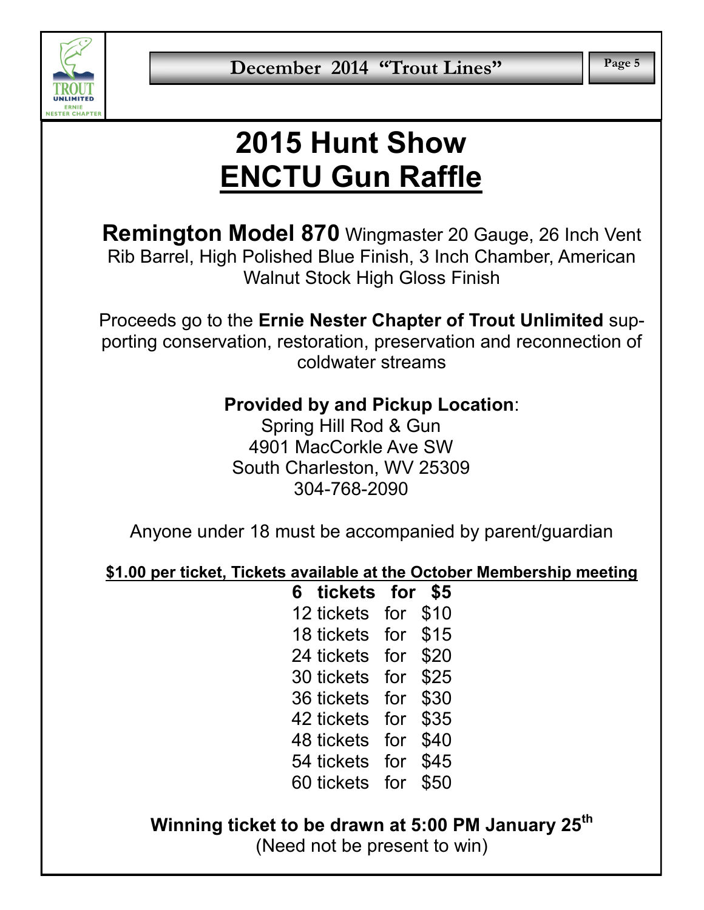# 2015 Hunt Show

# ENCTU Gun Raffle

**Remington Model 870** Wingmaster 20 Gauge, 26 Inch Vent Rib Barrel, High Polished Blue Finish, 3 Inch Chamber, American Walnut Stock High Gloss Finish

Proceeds go to the **Ernie Nester Chapter of Trout Unlimited** supporting conservation, restoration, preservation and reconnection of coldwater streams

**Provided by and Pickup Location**:
Spring Hill Rod & Gun
4901 MacCorkle Ave SW
South Charleston, WV 25309
304-768-2090

Anyone under 18 must be accompanied by parent/guardian

**$1.00 per ticket, Tickets available at the October Membership meeting**

**6 tickets for $5**
12 tickets for $10
18 tickets for $15
24 tickets for $20
30 tickets for $25
36 tickets for $30
42 tickets for $35
48 tickets for $40
54 tickets for $45
60 tickets for $50

**Winning ticket to be drawn at 5:00 PM January 25th**
(Need not be present to win)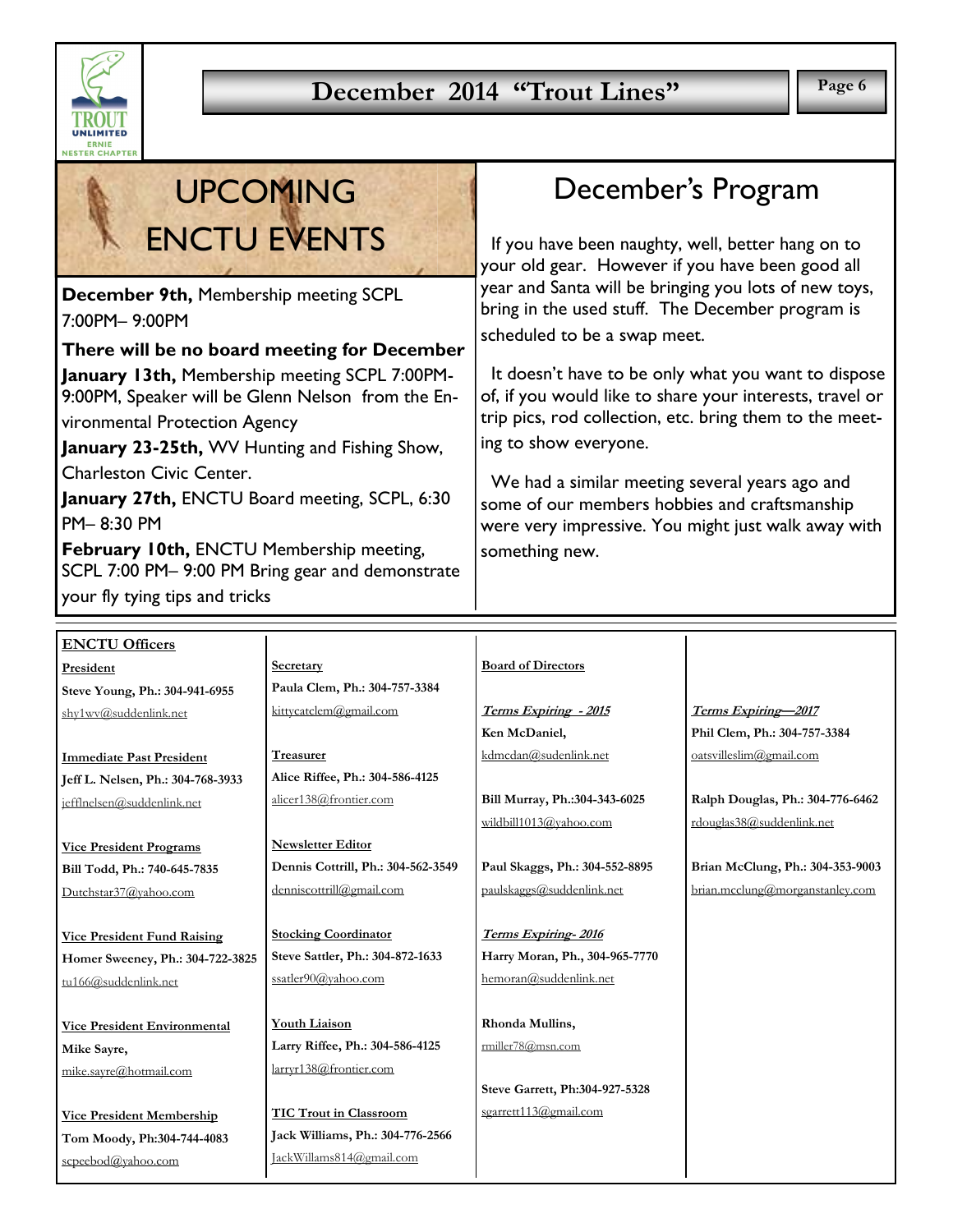# UPCOMING ENCTU EVENTS

**December 9th,** Membership meeting SCPL 7:00PM– 9:00PM

**There will be no board meeting for December**

**January 13th,** Membership meeting SCPL 7:00PM-9:00PM, Speaker will be Glenn Nelson from the Environmental Protection Agency

**January 23-25th,** WV Hunting and Fishing Show, Charleston Civic Center.

**January 27th,** ENCTU Board meeting, SCPL, 6:30 PM– 8:30 PM

**February 10th,** ENCTU Membership meeting, SCPL 7:00 PM– 9:00 PM Bring gear and demonstrate your fly tying tips and tricks

# December's Program

If you have been naughty, well, better hang on to your old gear. However if you have been good all year and Santa will be bringing you lots of new toys, bring in the used stuff. The December program is scheduled to be a swap meet.

It doesn't have to be only what you want to dispose of, if you would like to share your interests, travel or trip pics, rod collection, etc. bring them to the meeting to show everyone.

We had a similar meeting several years ago and some of our members hobbies and craftsmanship were very impressive. You might just walk away with something new.

## ENCTU Officers

**President**
Steve Young, Ph.: 304-941-6955
shy1wv@suddenlink.net

**Immediate Past President**
Jeff L. Nelsen, Ph.: 304-768-3933
jefflnelsen@suddenlink.net

**Vice President Programs**
Bill Todd, Ph.: 740-645-7835
Dutchstar37@yahoo.com

**Vice President Fund Raising**
Homer Sweeney, Ph.: 304-722-3825
tu166@suddenlink.net

**Vice President Environmental**
Mike Sayre,
mike.sayre@hotmail.com

**Vice President Membership**
Tom Moody, Ph:304-744-4083
scpeebod@yahoo.com

**Secretary**
Paula Clem, Ph.: 304-757-3384
kittycatclem@gmail.com

**Treasurer**
Alice Riffee, Ph.: 304-586-4125
alicer138@frontier.com

**Newsletter Editor**
Dennis Cottrill, Ph.: 304-562-3549
denniscottrill@gmail.com

**Stocking Coordinator**
Steve Sattler, Ph.: 304-872-1633
ssatler90@yahoo.com

**Youth Liaison**
Larry Riffee, Ph.: 304-586-4125
larryr138@frontier.com

**TIC Trout in Classroom**
Jack Williams, Ph.: 304-776-2566
JackWillams814@gmail.com

## Board of Directors

***Terms Expiring - 2015***

Ken McDaniel,
kdmcdan@sudenlink.net

Bill Murray, Ph.:304-343-6025
wildbill1013@yahoo.com

Paul Skaggs, Ph.: 304-552-8895
paulskaggs@suddenlink.net

***Terms Expiring- 2016***

Harry Moran, Ph., 304-965-7770
hemoran@suddenlink.net

Rhonda Mullins,
rmiller78@msn.com

Steve Garrett, Ph:304-927-5328
sgarrett113@gmail.com

***Terms Expiring—2017***

Phil Clem, Ph.: 304-757-3384
oatsvilleslim@gmail.com

Ralph Douglas, Ph.: 304-776-6462
rdouglas38@suddenlink.net

Brian McClung, Ph.: 304-353-9003
brian.mcclung@morganstanley.com